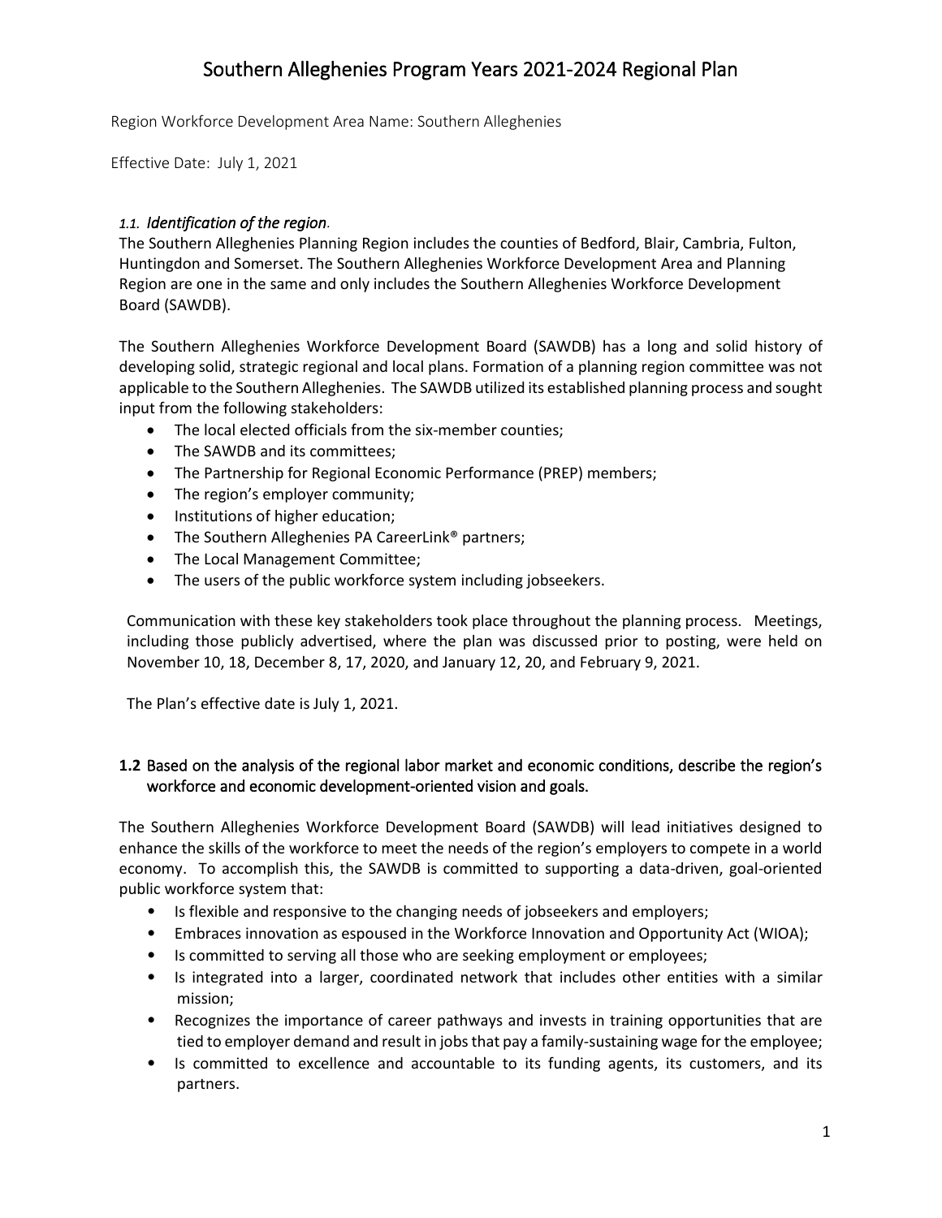# Southern Alleghenies Program Years 2021-2024 Regional Plan

Region Workforce Development Area Name: Southern Alleghenies

Effective Date: July 1, 2021

### *1.1. Identification of the region.*

The Southern Alleghenies Planning Region includes the counties of Bedford, Blair, Cambria, Fulton, Huntingdon and Somerset. The Southern Alleghenies Workforce Development Area and Planning Region are one in the same and only includes the Southern Alleghenies Workforce Development Board (SAWDB).

The Southern Alleghenies Workforce Development Board (SAWDB) has a long and solid history of developing solid, strategic regional and local plans. Formation of a planning region committee was not applicable to the Southern Alleghenies. The SAWDB utilized its established planning process and sought input from the following stakeholders:

- The local elected officials from the six-member counties;
- The SAWDB and its committees;
- The Partnership for Regional Economic Performance (PREP) members;
- The region's employer community;
- Institutions of higher education;
- The Southern Alleghenies PA CareerLink® partners;
- The Local Management Committee;
- The users of the public workforce system including jobseekers.

Communication with these key stakeholders took place throughout the planning process. Meetings, including those publicly advertised, where the plan was discussed prior to posting, were held on November 10, 18, December 8, 17, 2020, and January 12, 20, and February 9, 2021.

The Plan's effective date is July 1, 2021.

### **1.2** Based on the analysis of the regional labor market and economic conditions, describe the region's workforce and economic development-oriented vision and goals.

The Southern Alleghenies Workforce Development Board (SAWDB) will lead initiatives designed to enhance the skills of the workforce to meet the needs of the region's employers to compete in a world economy. To accomplish this, the SAWDB is committed to supporting a data-driven, goal-oriented public workforce system that:

- Is flexible and responsive to the changing needs of jobseekers and employers;
- Embraces innovation as espoused in the Workforce Innovation and Opportunity Act (WIOA);
- Is committed to serving all those who are seeking employment or employees;
- Is integrated into a larger, coordinated network that includes other entities with a similar mission;
- Recognizes the importance of career pathways and invests in training opportunities that are tied to employer demand and result in jobs that pay a family-sustaining wage for the employee;
- Is committed to excellence and accountable to its funding agents, its customers, and its partners.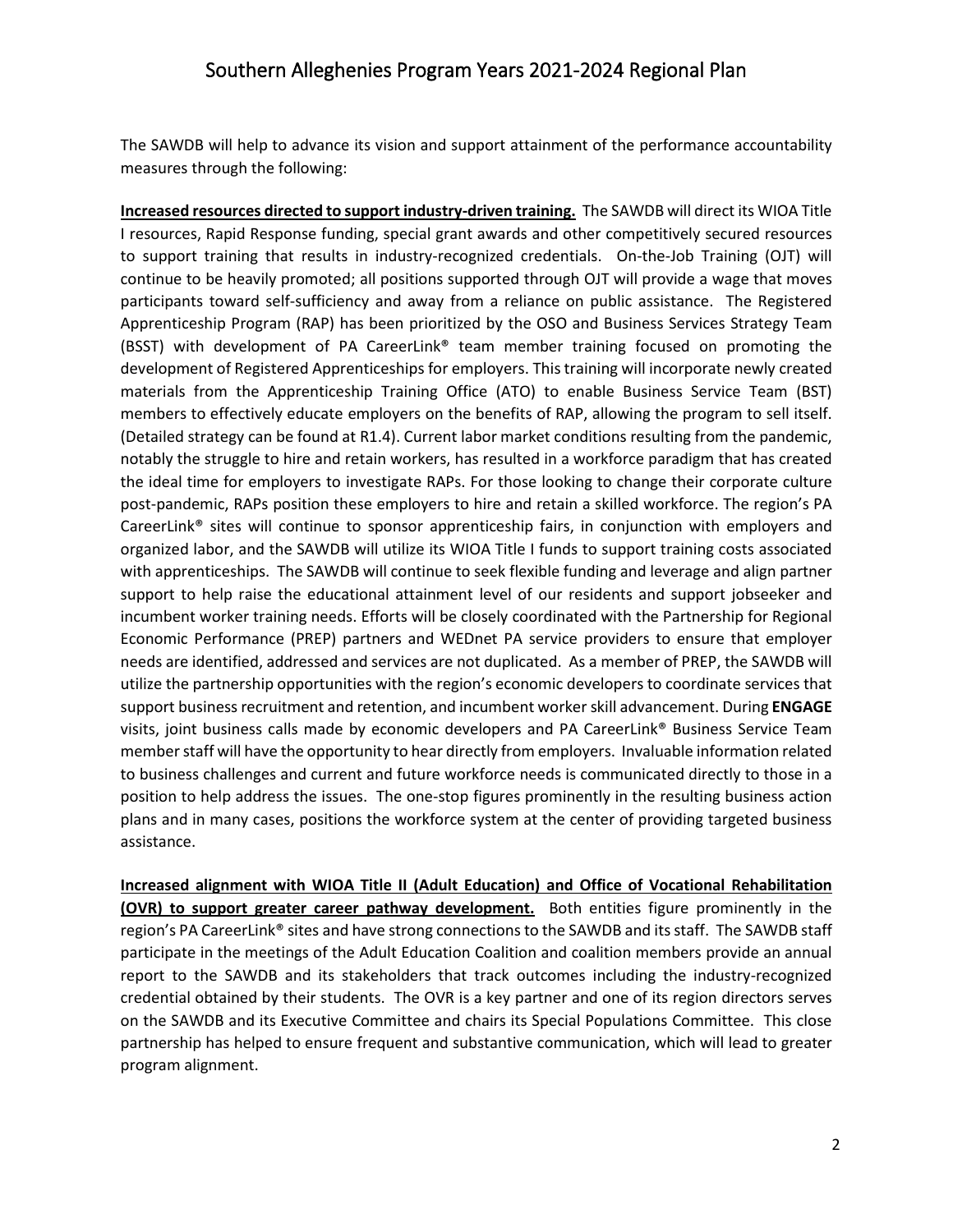The SAWDB will help to advance its vision and support attainment of the performance accountability measures through the following:

**Increased resources directed to support industry-driven training.** The SAWDB will direct its WIOA Title I resources, Rapid Response funding, special grant awards and other competitively secured resources to support training that results in industry-recognized credentials. On-the-Job Training (OJT) will continue to be heavily promoted; all positions supported through OJT will provide a wage that moves participants toward self-sufficiency and away from a reliance on public assistance. The Registered Apprenticeship Program (RAP) has been prioritized by the OSO and Business Services Strategy Team (BSST) with development of PA CareerLink® team member training focused on promoting the development of Registered Apprenticeships for employers. This training will incorporate newly created materials from the Apprenticeship Training Office (ATO) to enable Business Service Team (BST) members to effectively educate employers on the benefits of RAP, allowing the program to sell itself. (Detailed strategy can be found at R1.4). Current labor market conditions resulting from the pandemic, notably the struggle to hire and retain workers, has resulted in a workforce paradigm that has created the ideal time for employers to investigate RAPs. For those looking to change their corporate culture post-pandemic, RAPs position these employers to hire and retain a skilled workforce. The region's PA CareerLink® sites will continue to sponsor apprenticeship fairs, in conjunction with employers and organized labor, and the SAWDB will utilize its WIOA Title I funds to support training costs associated with apprenticeships. The SAWDB will continue to seek flexible funding and leverage and align partner support to help raise the educational attainment level of our residents and support jobseeker and incumbent worker training needs. Efforts will be closely coordinated with the Partnership for Regional Economic Performance (PREP) partners and WEDnet PA service providers to ensure that employer needs are identified, addressed and services are not duplicated. As a member of PREP, the SAWDB will utilize the partnership opportunities with the region's economic developers to coordinate services that support business recruitment and retention, and incumbent worker skill advancement. During **ENGAGE** visits, joint business calls made by economic developers and PA CareerLink® Business Service Team member staff will have the opportunity to hear directly from employers. Invaluable information related to business challenges and current and future workforce needs is communicated directly to those in a position to help address the issues. The one-stop figures prominently in the resulting business action plans and in many cases, positions the workforce system at the center of providing targeted business assistance.

**Increased alignment with WIOA Title II (Adult Education) and Office of Vocational Rehabilitation (OVR) to support greater career pathway development.** Both entities figure prominently in the region's PA CareerLink® sites and have strong connections to the SAWDB and its staff. The SAWDB staff participate in the meetings of the Adult Education Coalition and coalition members provide an annual report to the SAWDB and its stakeholders that track outcomes including the industry-recognized credential obtained by their students. The OVR is a key partner and one of its region directors serves on the SAWDB and its Executive Committee and chairs its Special Populations Committee. This close partnership has helped to ensure frequent and substantive communication, which will lead to greater program alignment.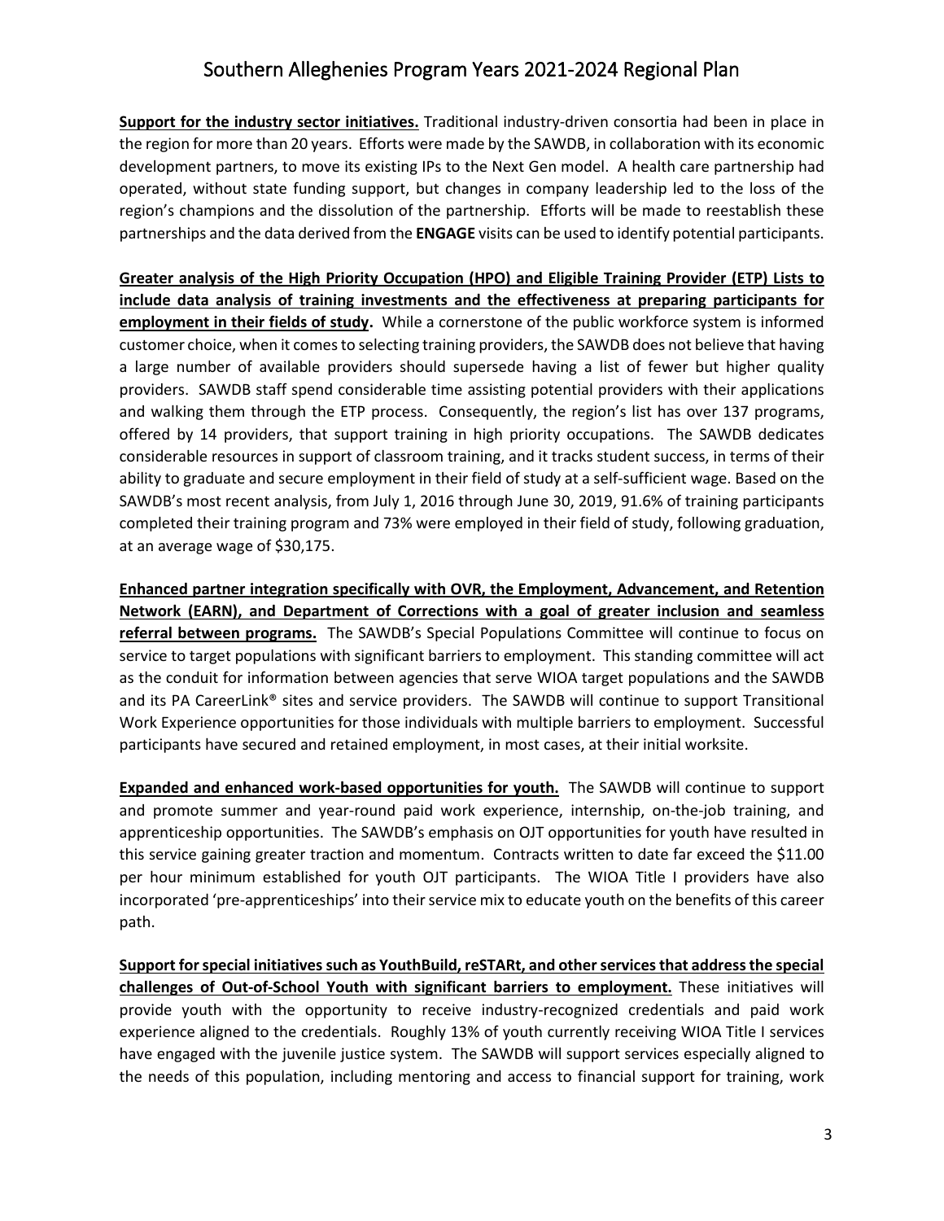**Support for the industry sector initiatives.** Traditional industry-driven consortia had been in place in the region for more than 20 years. Efforts were made by the SAWDB, in collaboration with its economic development partners, to move its existing IPs to the Next Gen model. A health care partnership had operated, without state funding support, but changes in company leadership led to the loss of the region's champions and the dissolution of the partnership. Efforts will be made to reestablish these partnerships and the data derived from the **ENGAGE** visits can be used to identify potential participants.

**Greater analysis of the High Priority Occupation (HPO) and Eligible Training Provider (ETP) Lists to include data analysis of training investments and the effectiveness at preparing participants for employment in their fields of study.** While a cornerstone of the public workforce system is informed customer choice, when it comes to selecting training providers, the SAWDB does not believe that having a large number of available providers should supersede having a list of fewer but higher quality providers. SAWDB staff spend considerable time assisting potential providers with their applications and walking them through the ETP process. Consequently, the region's list has over 137 programs, offered by 14 providers, that support training in high priority occupations. The SAWDB dedicates considerable resources in support of classroom training, and it tracks student success, in terms of their ability to graduate and secure employment in their field of study at a self-sufficient wage. Based on the SAWDB's most recent analysis, from July 1, 2016 through June 30, 2019, 91.6% of training participants completed their training program and 73% were employed in their field of study, following graduation, at an average wage of $30,175.

**Enhanced partner integration specifically with OVR, the Employment, Advancement, and Retention Network (EARN), and Department of Corrections with a goal of greater inclusion and seamless referral between programs.** The SAWDB's Special Populations Committee will continue to focus on service to target populations with significant barriers to employment. This standing committee will act as the conduit for information between agencies that serve WIOA target populations and the SAWDB and its PA CareerLink® sites and service providers. The SAWDB will continue to support Transitional Work Experience opportunities for those individuals with multiple barriers to employment. Successful participants have secured and retained employment, in most cases, at their initial worksite.

**Expanded and enhanced work-based opportunities for youth.** The SAWDB will continue to support and promote summer and year-round paid work experience, internship, on-the-job training, and apprenticeship opportunities. The SAWDB's emphasis on OJT opportunities for youth have resulted in this service gaining greater traction and momentum. Contracts written to date far exceed the $11.00 per hour minimum established for youth OJT participants. The WIOA Title I providers have also incorporated 'pre-apprenticeships' into their service mix to educate youth on the benefits of this career path.

**Support for special initiatives such as YouthBuild, reSTARt, and other services that address the special challenges of Out-of-School Youth with significant barriers to employment.** These initiatives will provide youth with the opportunity to receive industry-recognized credentials and paid work experience aligned to the credentials. Roughly 13% of youth currently receiving WIOA Title I services have engaged with the juvenile justice system. The SAWDB will support services especially aligned to the needs of this population, including mentoring and access to financial support for training, work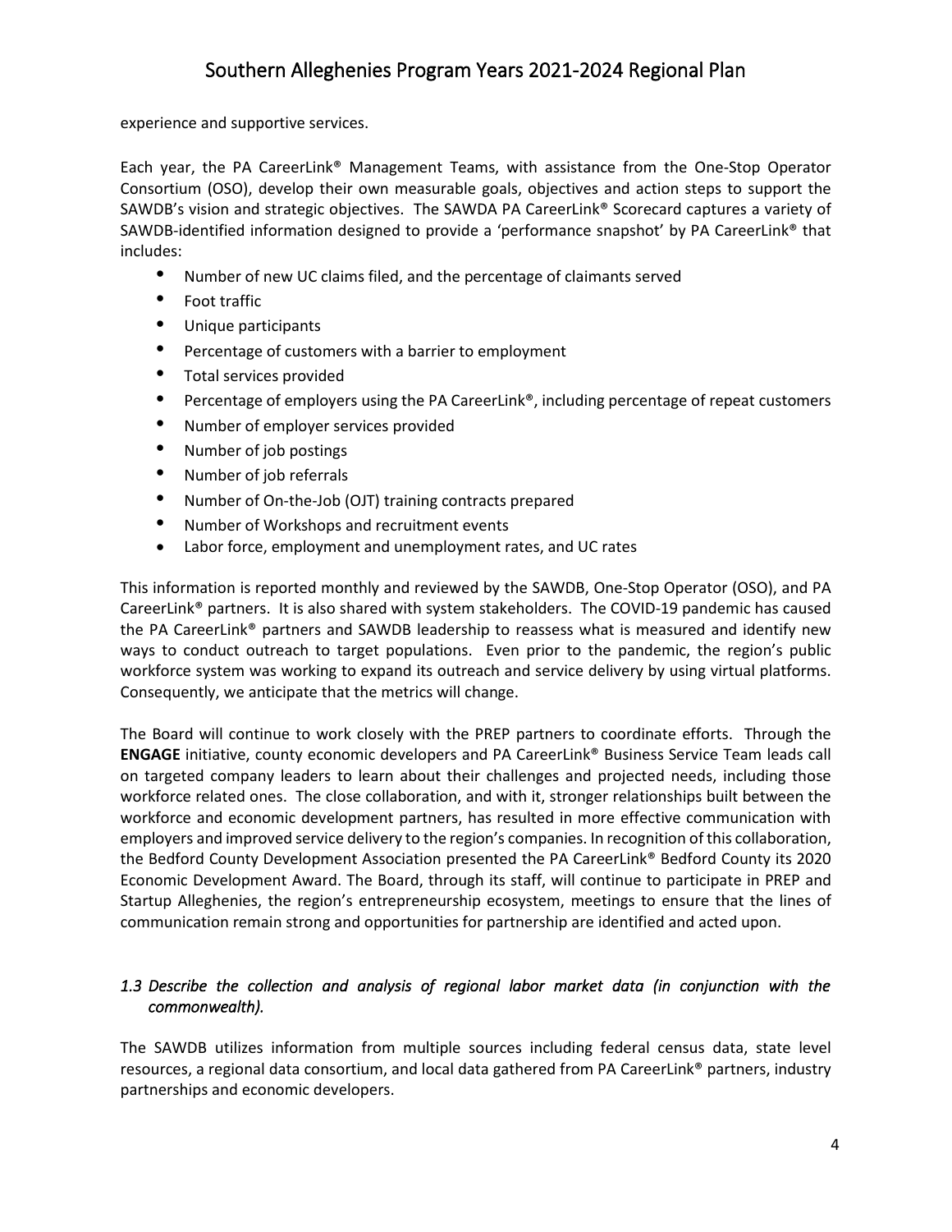experience and supportive services.

Each year, the PA CareerLink® Management Teams, with assistance from the One-Stop Operator Consortium (OSO), develop their own measurable goals, objectives and action steps to support the SAWDB's vision and strategic objectives. The SAWDA PA CareerLink® Scorecard captures a variety of SAWDB-identified information designed to provide a 'performance snapshot' by PA CareerLink® that includes:

- Number of new UC claims filed, and the percentage of claimants served
- Foot traffic
- Unique participants
- Percentage of customers with a barrier to employment
- Total services provided
- Percentage of employers using the PA CareerLink®, including percentage of repeat customers
- Number of employer services provided
- Number of job postings
- Number of job referrals
- Number of On-the-Job (OJT) training contracts prepared
- Number of Workshops and recruitment events
- Labor force, employment and unemployment rates, and UC rates

This information is reported monthly and reviewed by the SAWDB, One-Stop Operator (OSO), and PA CareerLink® partners. It is also shared with system stakeholders. The COVID-19 pandemic has caused the PA CareerLink® partners and SAWDB leadership to reassess what is measured and identify new ways to conduct outreach to target populations. Even prior to the pandemic, the region's public workforce system was working to expand its outreach and service delivery by using virtual platforms. Consequently, we anticipate that the metrics will change.

The Board will continue to work closely with the PREP partners to coordinate efforts. Through the **ENGAGE** initiative, county economic developers and PA CareerLink® Business Service Team leads call on targeted company leaders to learn about their challenges and projected needs, including those workforce related ones. The close collaboration, and with it, stronger relationships built between the workforce and economic development partners, has resulted in more effective communication with employers and improved service delivery to the region's companies. In recognition of this collaboration, the Bedford County Development Association presented the PA CareerLink® Bedford County its 2020 Economic Development Award. The Board, through its staff, will continue to participate in PREP and Startup Alleghenies, the region's entrepreneurship ecosystem, meetings to ensure that the lines of communication remain strong and opportunities for partnership are identified and acted upon.

### *1.3 Describe the collection and analysis of regional labor market data (in conjunction with the commonwealth).*

The SAWDB utilizes information from multiple sources including federal census data, state level resources, a regional data consortium, and local data gathered from PA CareerLink® partners, industry partnerships and economic developers.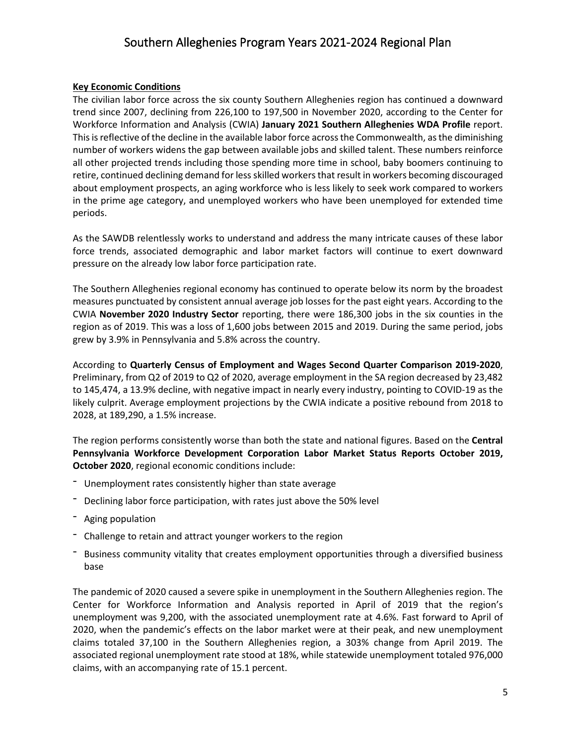**Key Economic Conditions**

The civilian labor force across the six county Southern Alleghenies region has continued a downward trend since 2007, declining from 226,100 to 197,500 in November 2020, according to the Center for Workforce Information and Analysis (CWIA) **January 2021 Southern Alleghenies WDA Profile** report. This is reflective of the decline in the available labor force across the Commonwealth, as the diminishing number of workers widens the gap between available jobs and skilled talent. These numbers reinforce all other projected trends including those spending more time in school, baby boomers continuing to retire, continued declining demand for less skilled workers that result in workers becoming discouraged about employment prospects, an aging workforce who is less likely to seek work compared to workers in the prime age category, and unemployed workers who have been unemployed for extended time periods.

As the SAWDB relentlessly works to understand and address the many intricate causes of these labor force trends, associated demographic and labor market factors will continue to exert downward pressure on the already low labor force participation rate.

The Southern Alleghenies regional economy has continued to operate below its norm by the broadest measures punctuated by consistent annual average job losses for the past eight years. According to the CWIA **November 2020 Industry Sector** reporting, there were 186,300 jobs in the six counties in the region as of 2019. This was a loss of 1,600 jobs between 2015 and 2019. During the same period, jobs grew by 3.9% in Pennsylvania and 5.8% across the country.

According to **Quarterly Census of Employment and Wages Second Quarter Comparison 2019-2020**, Preliminary, from Q2 of 2019 to Q2 of 2020, average employment in the SA region decreased by 23,482 to 145,474, a 13.9% decline, with negative impact in nearly every industry, pointing to COVID-19 as the likely culprit. Average employment projections by the CWIA indicate a positive rebound from 2018 to 2028, at 189,290, a 1.5% increase.

The region performs consistently worse than both the state and national figures. Based on the **Central Pennsylvania Workforce Development Corporation Labor Market Status Reports October 2019, October 2020**, regional economic conditions include:

- Unemployment rates consistently higher than state average
- Declining labor force participation, with rates just above the 50% level
- Aging population
- Challenge to retain and attract younger workers to the region
- Business community vitality that creates employment opportunities through a diversified business base

The pandemic of 2020 caused a severe spike in unemployment in the Southern Alleghenies region. The Center for Workforce Information and Analysis reported in April of 2019 that the region's unemployment was 9,200, with the associated unemployment rate at 4.6%. Fast forward to April of 2020, when the pandemic's effects on the labor market were at their peak, and new unemployment claims totaled 37,100 in the Southern Alleghenies region, a 303% change from April 2019. The associated regional unemployment rate stood at 18%, while statewide unemployment totaled 976,000 claims, with an accompanying rate of 15.1 percent.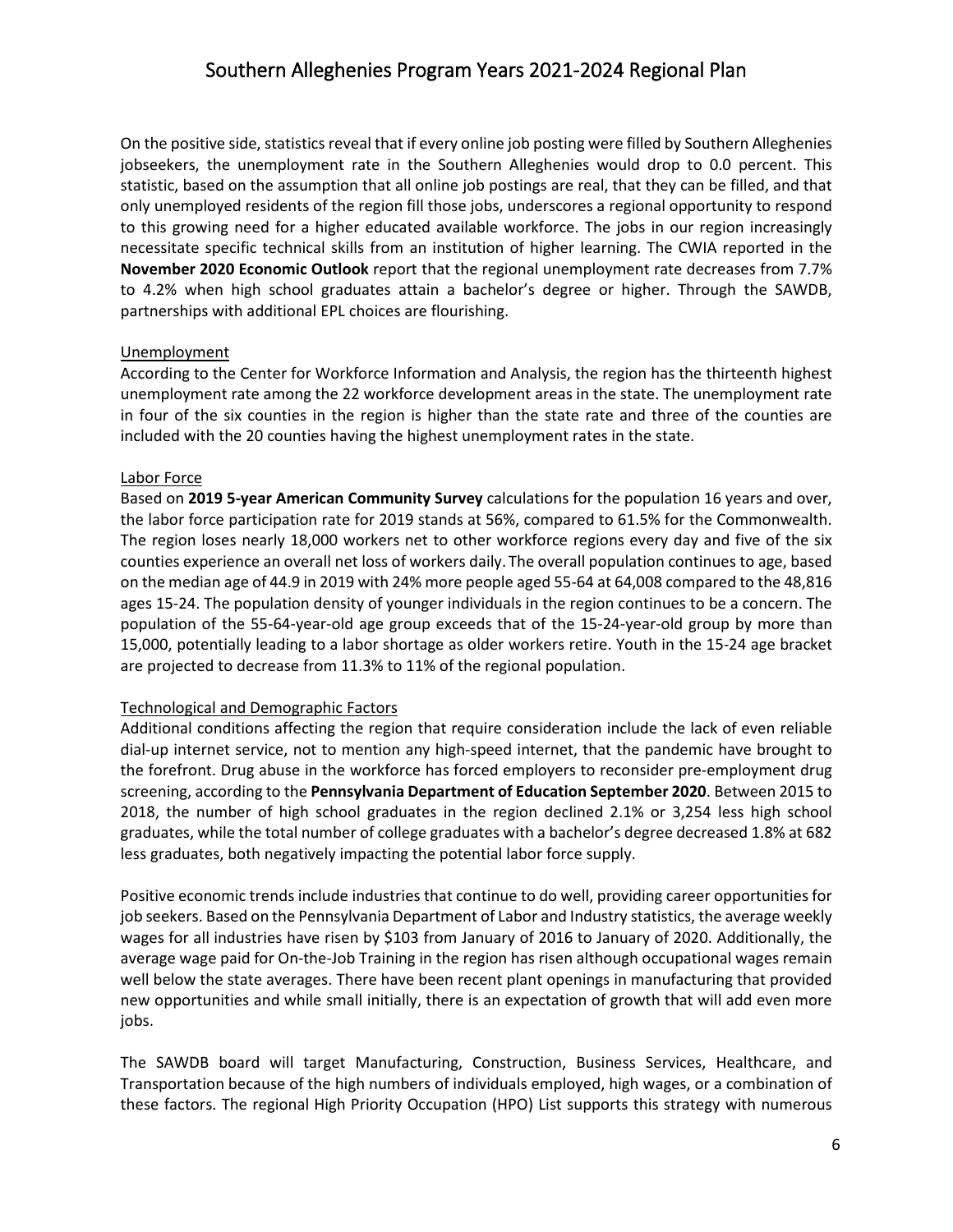On the positive side, statistics reveal that if every online job posting were filled by Southern Alleghenies jobseekers, the unemployment rate in the Southern Alleghenies would drop to 0.0 percent. This statistic, based on the assumption that all online job postings are real, that they can be filled, and that only unemployed residents of the region fill those jobs, underscores a regional opportunity to respond to this growing need for a higher educated available workforce. The jobs in our region increasingly necessitate specific technical skills from an institution of higher learning. The CWIA reported in the **November 2020 Economic Outlook** report that the regional unemployment rate decreases from 7.7% to 4.2% when high school graduates attain a bachelor's degree or higher. Through the SAWDB, partnerships with additional EPL choices are flourishing.

<u>Unemployment</u>

According to the Center for Workforce Information and Analysis, the region has the thirteenth highest unemployment rate among the 22 workforce development areas in the state. The unemployment rate in four of the six counties in the region is higher than the state rate and three of the counties are included with the 20 counties having the highest unemployment rates in the state.

<u>Labor Force</u>

Based on **2019 5-year American Community Survey** calculations for the population 16 years and over, the labor force participation rate for 2019 stands at 56%, compared to 61.5% for the Commonwealth. The region loses nearly 18,000 workers net to other workforce regions every day and five of the six counties experience an overall net loss of workers daily. The overall population continues to age, based on the median age of 44.9 in 2019 with 24% more people aged 55-64 at 64,008 compared to the 48,816 ages 15-24. The population density of younger individuals in the region continues to be a concern. The population of the 55-64-year-old age group exceeds that of the 15-24-year-old group by more than 15,000, potentially leading to a labor shortage as older workers retire. Youth in the 15-24 age bracket are projected to decrease from 11.3% to 11% of the regional population.

<u>Technological and Demographic Factors</u>

Additional conditions affecting the region that require consideration include the lack of even reliable dial-up internet service, not to mention any high-speed internet, that the pandemic have brought to the forefront. Drug abuse in the workforce has forced employers to reconsider pre-employment drug screening, according to the **Pennsylvania Department of Education September 2020**. Between 2015 to 2018, the number of high school graduates in the region declined 2.1% or 3,254 less high school graduates, while the total number of college graduates with a bachelor's degree decreased 1.8% at 682 less graduates, both negatively impacting the potential labor force supply.

Positive economic trends include industries that continue to do well, providing career opportunities for job seekers. Based on the Pennsylvania Department of Labor and Industry statistics, the average weekly wages for all industries have risen by $103 from January of 2016 to January of 2020. Additionally, the average wage paid for On-the-Job Training in the region has risen although occupational wages remain well below the state averages. There have been recent plant openings in manufacturing that provided new opportunities and while small initially, there is an expectation of growth that will add even more jobs.

The SAWDB board will target Manufacturing, Construction, Business Services, Healthcare, and Transportation because of the high numbers of individuals employed, high wages, or a combination of these factors. The regional High Priority Occupation (HPO) List supports this strategy with numerous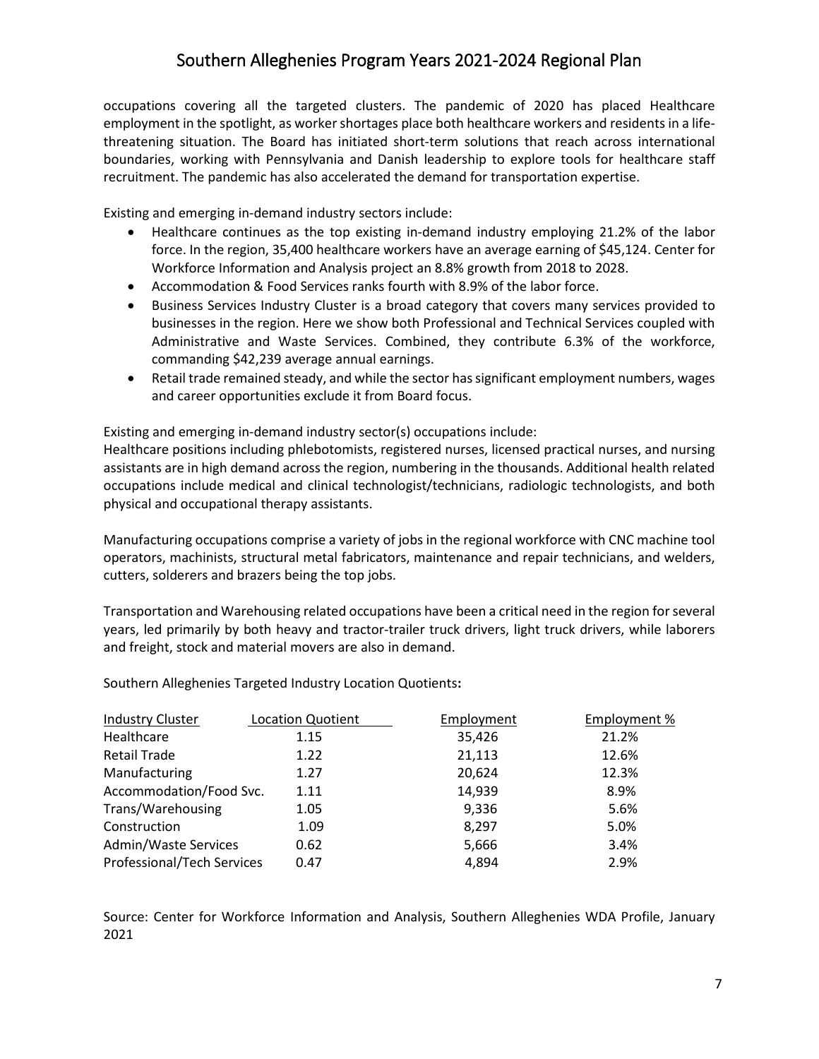occupations covering all the targeted clusters. The pandemic of 2020 has placed Healthcare employment in the spotlight, as worker shortages place both healthcare workers and residents in a life-threatening situation. The Board has initiated short-term solutions that reach across international boundaries, working with Pennsylvania and Danish leadership to explore tools for healthcare staff recruitment. The pandemic has also accelerated the demand for transportation expertise.

Existing and emerging in-demand industry sectors include:

- Healthcare continues as the top existing in-demand industry employing 21.2% of the labor force. In the region, 35,400 healthcare workers have an average earning of $45,124. Center for Workforce Information and Analysis project an 8.8% growth from 2018 to 2028.
- Accommodation & Food Services ranks fourth with 8.9% of the labor force.
- Business Services Industry Cluster is a broad category that covers many services provided to businesses in the region. Here we show both Professional and Technical Services coupled with Administrative and Waste Services. Combined, they contribute 6.3% of the workforce, commanding $42,239 average annual earnings.
- Retail trade remained steady, and while the sector has significant employment numbers, wages and career opportunities exclude it from Board focus.

Existing and emerging in-demand industry sector(s) occupations include:
Healthcare positions including phlebotomists, registered nurses, licensed practical nurses, and nursing assistants are in high demand across the region, numbering in the thousands. Additional health related occupations include medical and clinical technologist/technicians, radiologic technologists, and both physical and occupational therapy assistants.

Manufacturing occupations comprise a variety of jobs in the regional workforce with CNC machine tool operators, machinists, structural metal fabricators, maintenance and repair technicians, and welders, cutters, solderers and brazers being the top jobs.

Transportation and Warehousing related occupations have been a critical need in the region for several years, led primarily by both heavy and tractor-trailer truck drivers, light truck drivers, while laborers and freight, stock and material movers are also in demand.

Southern Alleghenies Targeted Industry Location Quotients**:**

| Industry Cluster | Location Quotient | Employment | Employment % |
|---|---|---|---|
| Healthcare | 1.15 | 35,426 | 21.2% |
| Retail Trade | 1.22 | 21,113 | 12.6% |
| Manufacturing | 1.27 | 20,624 | 12.3% |
| Accommodation/Food Svc. | 1.11 | 14,939 | 8.9% |
| Trans/Warehousing | 1.05 | 9,336 | 5.6% |
| Construction | 1.09 | 8,297 | 5.0% |
| Admin/Waste Services | 0.62 | 5,666 | 3.4% |
| Professional/Tech Services | 0.47 | 4,894 | 2.9% |

Source: Center for Workforce Information and Analysis, Southern Alleghenies WDA Profile, January 2021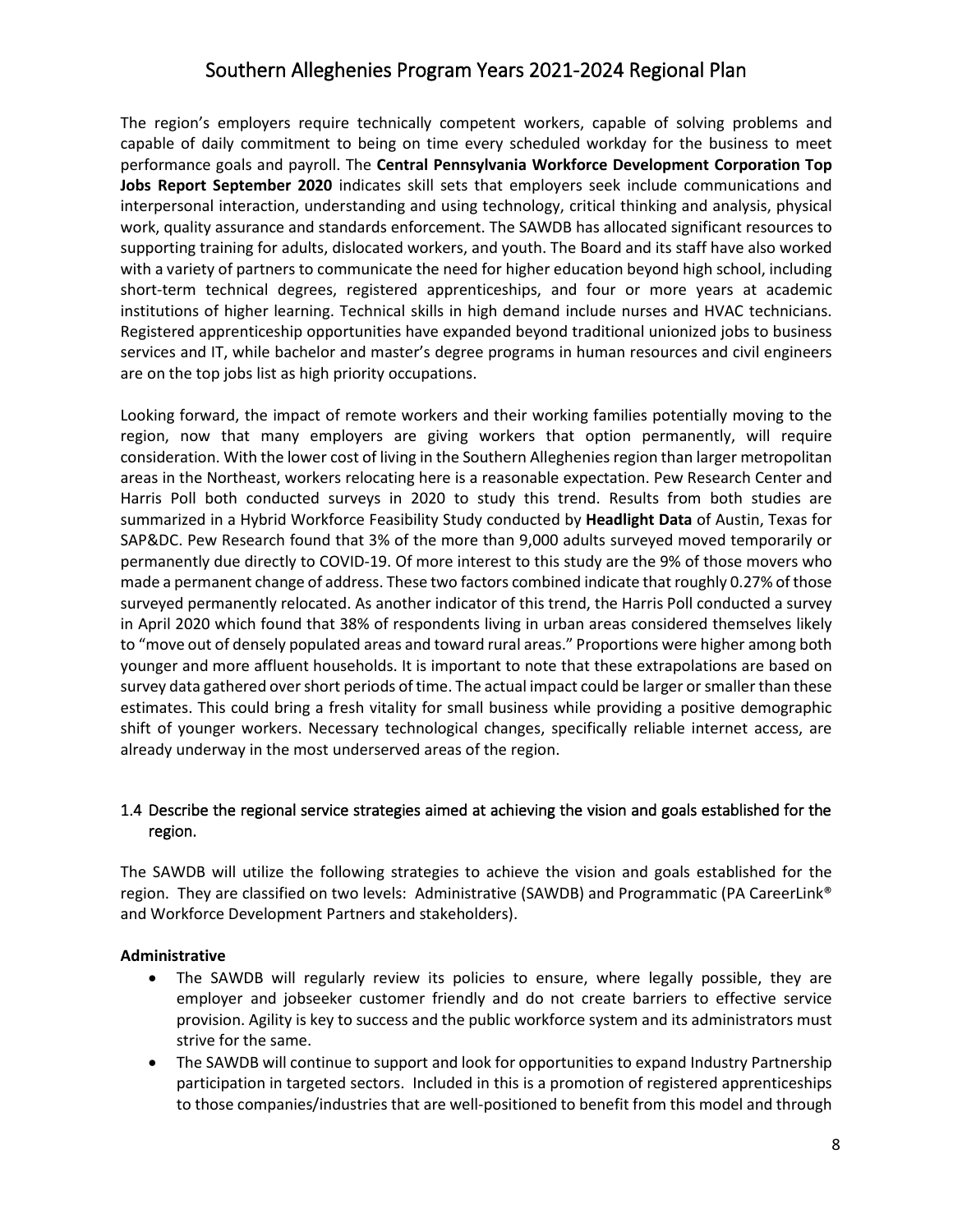The region's employers require technically competent workers, capable of solving problems and capable of daily commitment to being on time every scheduled workday for the business to meet performance goals and payroll. The **Central Pennsylvania Workforce Development Corporation Top Jobs Report September 2020** indicates skill sets that employers seek include communications and interpersonal interaction, understanding and using technology, critical thinking and analysis, physical work, quality assurance and standards enforcement. The SAWDB has allocated significant resources to supporting training for adults, dislocated workers, and youth. The Board and its staff have also worked with a variety of partners to communicate the need for higher education beyond high school, including short-term technical degrees, registered apprenticeships, and four or more years at academic institutions of higher learning. Technical skills in high demand include nurses and HVAC technicians. Registered apprenticeship opportunities have expanded beyond traditional unionized jobs to business services and IT, while bachelor and master's degree programs in human resources and civil engineers are on the top jobs list as high priority occupations.

Looking forward, the impact of remote workers and their working families potentially moving to the region, now that many employers are giving workers that option permanently, will require consideration. With the lower cost of living in the Southern Alleghenies region than larger metropolitan areas in the Northeast, workers relocating here is a reasonable expectation. Pew Research Center and Harris Poll both conducted surveys in 2020 to study this trend. Results from both studies are summarized in a Hybrid Workforce Feasibility Study conducted by **Headlight Data** of Austin, Texas for SAP&DC. Pew Research found that 3% of the more than 9,000 adults surveyed moved temporarily or permanently due directly to COVID-19. Of more interest to this study are the 9% of those movers who made a permanent change of address. These two factors combined indicate that roughly 0.27% of those surveyed permanently relocated. As another indicator of this trend, the Harris Poll conducted a survey in April 2020 which found that 38% of respondents living in urban areas considered themselves likely to "move out of densely populated areas and toward rural areas." Proportions were higher among both younger and more affluent households. It is important to note that these extrapolations are based on survey data gathered over short periods of time. The actual impact could be larger or smaller than these estimates. This could bring a fresh vitality for small business while providing a positive demographic shift of younger workers. Necessary technological changes, specifically reliable internet access, are already underway in the most underserved areas of the region.

## 1.4 Describe the regional service strategies aimed at achieving the vision and goals established for the region.

The SAWDB will utilize the following strategies to achieve the vision and goals established for the region. They are classified on two levels: Administrative (SAWDB) and Programmatic (PA CareerLink® and Workforce Development Partners and stakeholders).

**Administrative**

- The SAWDB will regularly review its policies to ensure, where legally possible, they are employer and jobseeker customer friendly and do not create barriers to effective service provision. Agility is key to success and the public workforce system and its administrators must strive for the same.
- The SAWDB will continue to support and look for opportunities to expand Industry Partnership participation in targeted sectors. Included in this is a promotion of registered apprenticeships to those companies/industries that are well-positioned to benefit from this model and through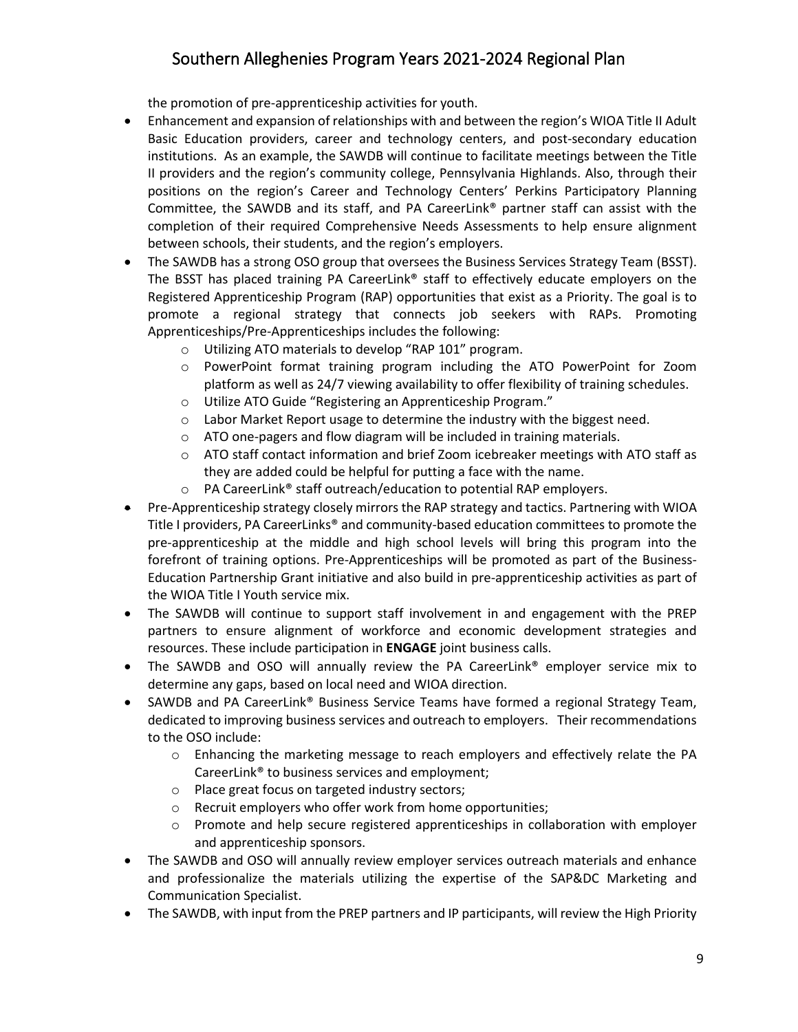the promotion of pre-apprenticeship activities for youth.

- Enhancement and expansion of relationships with and between the region's WIOA Title II Adult Basic Education providers, career and technology centers, and post-secondary education institutions. As an example, the SAWDB will continue to facilitate meetings between the Title II providers and the region's community college, Pennsylvania Highlands. Also, through their positions on the region's Career and Technology Centers' Perkins Participatory Planning Committee, the SAWDB and its staff, and PA CareerLink® partner staff can assist with the completion of their required Comprehensive Needs Assessments to help ensure alignment between schools, their students, and the region's employers.
- The SAWDB has a strong OSO group that oversees the Business Services Strategy Team (BSST). The BSST has placed training PA CareerLink® staff to effectively educate employers on the Registered Apprenticeship Program (RAP) opportunities that exist as a Priority. The goal is to promote a regional strategy that connects job seekers with RAPs. Promoting Apprenticeships/Pre-Apprenticeships includes the following:
  - Utilizing ATO materials to develop "RAP 101" program.
  - PowerPoint format training program including the ATO PowerPoint for Zoom platform as well as 24/7 viewing availability to offer flexibility of training schedules.
  - Utilize ATO Guide "Registering an Apprenticeship Program."
  - Labor Market Report usage to determine the industry with the biggest need.
  - ATO one-pagers and flow diagram will be included in training materials.
  - ATO staff contact information and brief Zoom icebreaker meetings with ATO staff as they are added could be helpful for putting a face with the name.
  - PA CareerLink® staff outreach/education to potential RAP employers.
- Pre-Apprenticeship strategy closely mirrors the RAP strategy and tactics. Partnering with WIOA Title I providers, PA CareerLinks® and community-based education committees to promote the pre-apprenticeship at the middle and high school levels will bring this program into the forefront of training options. Pre-Apprenticeships will be promoted as part of the Business-Education Partnership Grant initiative and also build in pre-apprenticeship activities as part of the WIOA Title I Youth service mix.
- The SAWDB will continue to support staff involvement in and engagement with the PREP partners to ensure alignment of workforce and economic development strategies and resources. These include participation in **ENGAGE** joint business calls.
- The SAWDB and OSO will annually review the PA CareerLink® employer service mix to determine any gaps, based on local need and WIOA direction.
- SAWDB and PA CareerLink® Business Service Teams have formed a regional Strategy Team, dedicated to improving business services and outreach to employers. Their recommendations to the OSO include:
  - Enhancing the marketing message to reach employers and effectively relate the PA CareerLink® to business services and employment;
  - Place great focus on targeted industry sectors;
  - Recruit employers who offer work from home opportunities;
  - Promote and help secure registered apprenticeships in collaboration with employer and apprenticeship sponsors.
- The SAWDB and OSO will annually review employer services outreach materials and enhance and professionalize the materials utilizing the expertise of the SAP&DC Marketing and Communication Specialist.
- The SAWDB, with input from the PREP partners and IP participants, will review the High Priority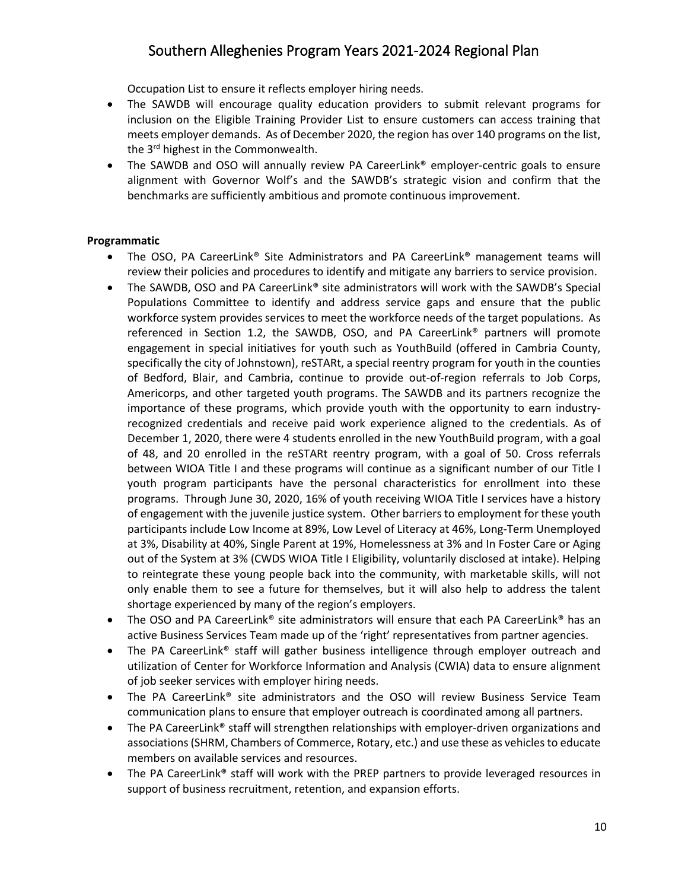Occupation List to ensure it reflects employer hiring needs.

- The SAWDB will encourage quality education providers to submit relevant programs for inclusion on the Eligible Training Provider List to ensure customers can access training that meets employer demands. As of December 2020, the region has over 140 programs on the list, the 3rd highest in the Commonwealth.
- The SAWDB and OSO will annually review PA CareerLink® employer-centric goals to ensure alignment with Governor Wolf's and the SAWDB's strategic vision and confirm that the benchmarks are sufficiently ambitious and promote continuous improvement.

**Programmatic**

- The OSO, PA CareerLink® Site Administrators and PA CareerLink® management teams will review their policies and procedures to identify and mitigate any barriers to service provision.
- The SAWDB, OSO and PA CareerLink® site administrators will work with the SAWDB's Special Populations Committee to identify and address service gaps and ensure that the public workforce system provides services to meet the workforce needs of the target populations. As referenced in Section 1.2, the SAWDB, OSO, and PA CareerLink® partners will promote engagement in special initiatives for youth such as YouthBuild (offered in Cambria County, specifically the city of Johnstown), reSTARt, a special reentry program for youth in the counties of Bedford, Blair, and Cambria, continue to provide out-of-region referrals to Job Corps, Americorps, and other targeted youth programs. The SAWDB and its partners recognize the importance of these programs, which provide youth with the opportunity to earn industry-recognized credentials and receive paid work experience aligned to the credentials. As of December 1, 2020, there were 4 students enrolled in the new YouthBuild program, with a goal of 48, and 20 enrolled in the reSTARt reentry program, with a goal of 50. Cross referrals between WIOA Title I and these programs will continue as a significant number of our Title I youth program participants have the personal characteristics for enrollment into these programs. Through June 30, 2020, 16% of youth receiving WIOA Title I services have a history of engagement with the juvenile justice system. Other barriers to employment for these youth participants include Low Income at 89%, Low Level of Literacy at 46%, Long-Term Unemployed at 3%, Disability at 40%, Single Parent at 19%, Homelessness at 3% and In Foster Care or Aging out of the System at 3% (CWDS WIOA Title I Eligibility, voluntarily disclosed at intake). Helping to reintegrate these young people back into the community, with marketable skills, will not only enable them to see a future for themselves, but it will also help to address the talent shortage experienced by many of the region's employers.
- The OSO and PA CareerLink® site administrators will ensure that each PA CareerLink® has an active Business Services Team made up of the 'right' representatives from partner agencies.
- The PA CareerLink® staff will gather business intelligence through employer outreach and utilization of Center for Workforce Information and Analysis (CWIA) data to ensure alignment of job seeker services with employer hiring needs.
- The PA CareerLink® site administrators and the OSO will review Business Service Team communication plans to ensure that employer outreach is coordinated among all partners.
- The PA CareerLink® staff will strengthen relationships with employer-driven organizations and associations (SHRM, Chambers of Commerce, Rotary, etc.) and use these as vehicles to educate members on available services and resources.
- The PA CareerLink® staff will work with the PREP partners to provide leveraged resources in support of business recruitment, retention, and expansion efforts.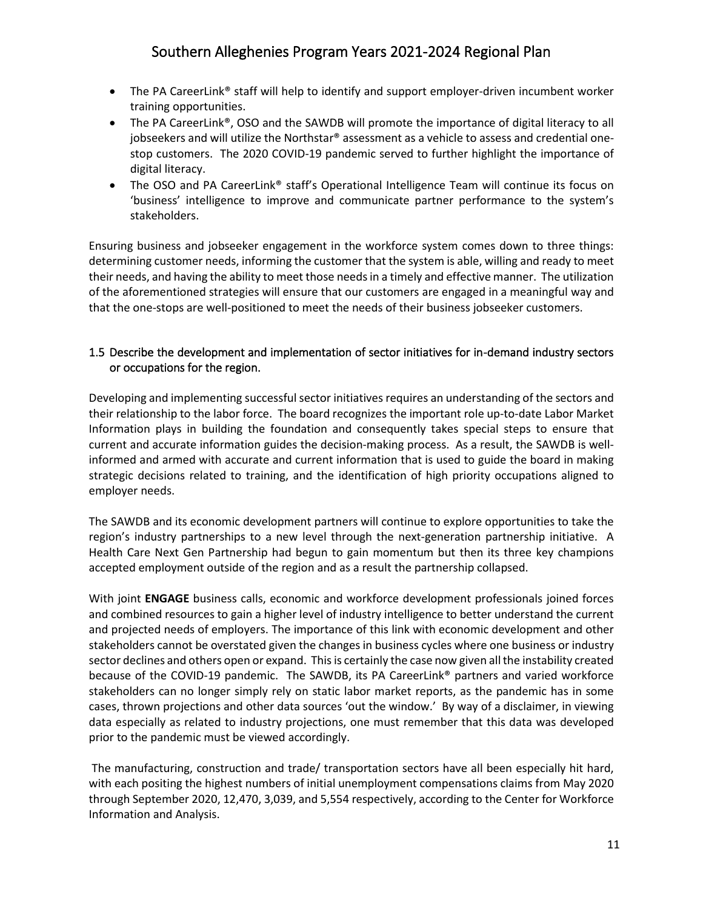- The PA CareerLink® staff will help to identify and support employer-driven incumbent worker training opportunities.
- The PA CareerLink®, OSO and the SAWDB will promote the importance of digital literacy to all jobseekers and will utilize the Northstar® assessment as a vehicle to assess and credential one-stop customers. The 2020 COVID-19 pandemic served to further highlight the importance of digital literacy.
- The OSO and PA CareerLink® staff's Operational Intelligence Team will continue its focus on 'business' intelligence to improve and communicate partner performance to the system's stakeholders.

Ensuring business and jobseeker engagement in the workforce system comes down to three things: determining customer needs, informing the customer that the system is able, willing and ready to meet their needs, and having the ability to meet those needs in a timely and effective manner. The utilization of the aforementioned strategies will ensure that our customers are engaged in a meaningful way and that the one-stops are well-positioned to meet the needs of their business jobseeker customers.

## 1.5 Describe the development and implementation of sector initiatives for in-demand industry sectors or occupations for the region.

Developing and implementing successful sector initiatives requires an understanding of the sectors and their relationship to the labor force. The board recognizes the important role up-to-date Labor Market Information plays in building the foundation and consequently takes special steps to ensure that current and accurate information guides the decision-making process. As a result, the SAWDB is well-informed and armed with accurate and current information that is used to guide the board in making strategic decisions related to training, and the identification of high priority occupations aligned to employer needs.

The SAWDB and its economic development partners will continue to explore opportunities to take the region's industry partnerships to a new level through the next-generation partnership initiative. A Health Care Next Gen Partnership had begun to gain momentum but then its three key champions accepted employment outside of the region and as a result the partnership collapsed.

With joint **ENGAGE** business calls, economic and workforce development professionals joined forces and combined resources to gain a higher level of industry intelligence to better understand the current and projected needs of employers. The importance of this link with economic development and other stakeholders cannot be overstated given the changes in business cycles where one business or industry sector declines and others open or expand. This is certainly the case now given all the instability created because of the COVID-19 pandemic. The SAWDB, its PA CareerLink® partners and varied workforce stakeholders can no longer simply rely on static labor market reports, as the pandemic has in some cases, thrown projections and other data sources 'out the window.' By way of a disclaimer, in viewing data especially as related to industry projections, one must remember that this data was developed prior to the pandemic must be viewed accordingly.

The manufacturing, construction and trade/ transportation sectors have all been especially hit hard, with each positing the highest numbers of initial unemployment compensations claims from May 2020 through September 2020, 12,470, 3,039, and 5,554 respectively, according to the Center for Workforce Information and Analysis.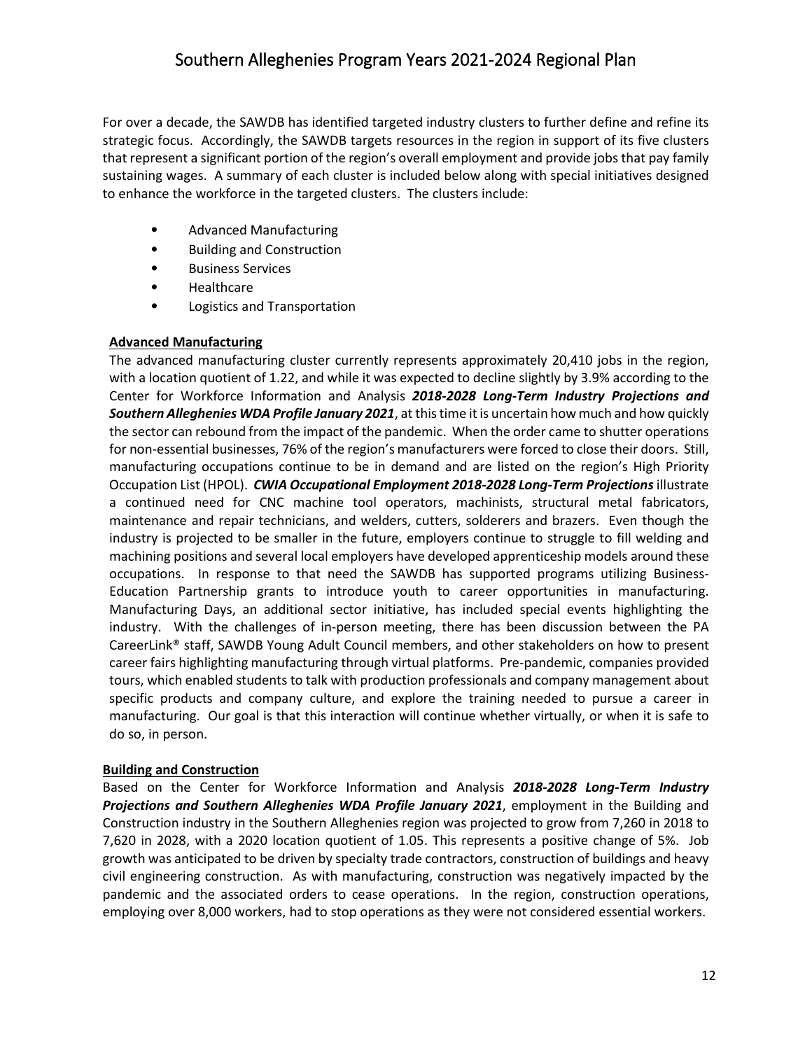For over a decade, the SAWDB has identified targeted industry clusters to further define and refine its strategic focus. Accordingly, the SAWDB targets resources in the region in support of its five clusters that represent a significant portion of the region's overall employment and provide jobs that pay family sustaining wages. A summary of each cluster is included below along with special initiatives designed to enhance the workforce in the targeted clusters. The clusters include:

- Advanced Manufacturing
- Building and Construction
- Business Services
- Healthcare
- Logistics and Transportation

**Advanced Manufacturing**

The advanced manufacturing cluster currently represents approximately 20,410 jobs in the region, with a location quotient of 1.22, and while it was expected to decline slightly by 3.9% according to the Center for Workforce Information and Analysis ***2018-2028 Long-Term Industry Projections and Southern Alleghenies WDA Profile January 2021***, at this time it is uncertain how much and how quickly the sector can rebound from the impact of the pandemic. When the order came to shutter operations for non-essential businesses, 76% of the region's manufacturers were forced to close their doors. Still, manufacturing occupations continue to be in demand and are listed on the region's High Priority Occupation List (HPOL). ***CWIA Occupational Employment 2018-2028 Long-Term Projections*** illustrate a continued need for CNC machine tool operators, machinists, structural metal fabricators, maintenance and repair technicians, and welders, cutters, solderers and brazers. Even though the industry is projected to be smaller in the future, employers continue to struggle to fill welding and machining positions and several local employers have developed apprenticeship models around these occupations. In response to that need the SAWDB has supported programs utilizing Business-Education Partnership grants to introduce youth to career opportunities in manufacturing. Manufacturing Days, an additional sector initiative, has included special events highlighting the industry. With the challenges of in-person meeting, there has been discussion between the PA CareerLink® staff, SAWDB Young Adult Council members, and other stakeholders on how to present career fairs highlighting manufacturing through virtual platforms. Pre-pandemic, companies provided tours, which enabled students to talk with production professionals and company management about specific products and company culture, and explore the training needed to pursue a career in manufacturing. Our goal is that this interaction will continue whether virtually, or when it is safe to do so, in person.

**Building and Construction**

Based on the Center for Workforce Information and Analysis ***2018-2028 Long-Term Industry Projections and Southern Alleghenies WDA Profile January 2021***, employment in the Building and Construction industry in the Southern Alleghenies region was projected to grow from 7,260 in 2018 to 7,620 in 2028, with a 2020 location quotient of 1.05. This represents a positive change of 5%. Job growth was anticipated to be driven by specialty trade contractors, construction of buildings and heavy civil engineering construction. As with manufacturing, construction was negatively impacted by the pandemic and the associated orders to cease operations. In the region, construction operations, employing over 8,000 workers, had to stop operations as they were not considered essential workers.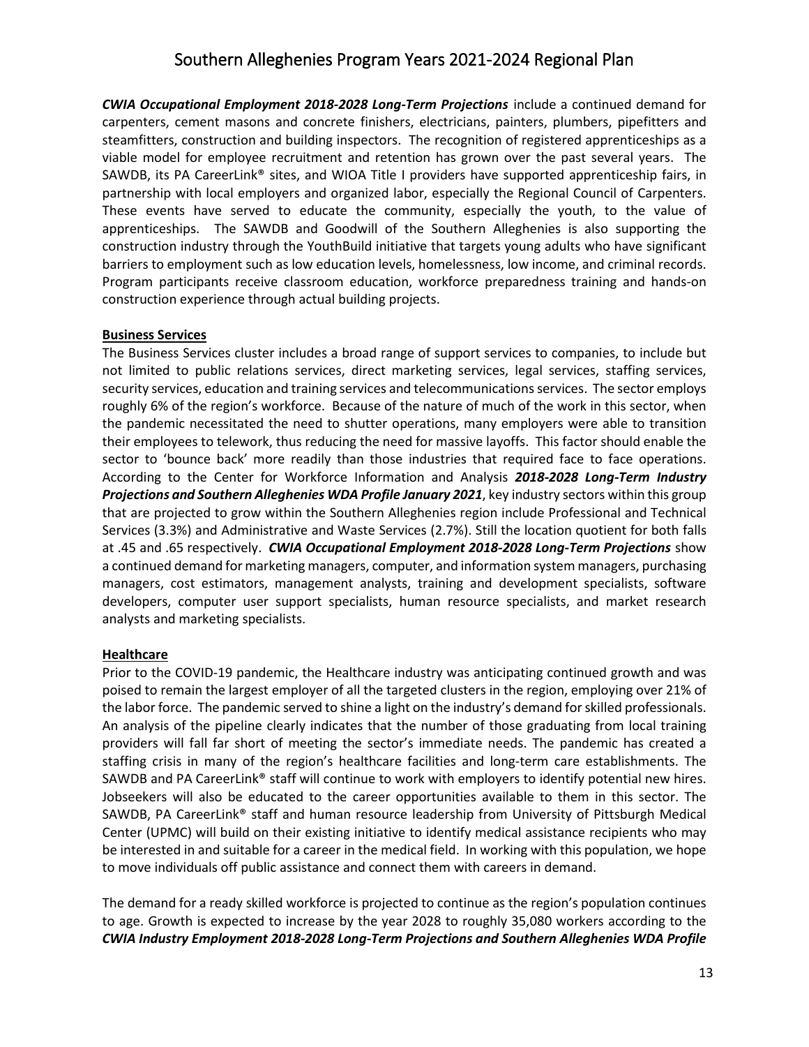***CWIA Occupational Employment 2018-2028 Long-Term Projections*** include a continued demand for carpenters, cement masons and concrete finishers, electricians, painters, plumbers, pipefitters and steamfitters, construction and building inspectors. The recognition of registered apprenticeships as a viable model for employee recruitment and retention has grown over the past several years. The SAWDB, its PA CareerLink® sites, and WIOA Title I providers have supported apprenticeship fairs, in partnership with local employers and organized labor, especially the Regional Council of Carpenters. These events have served to educate the community, especially the youth, to the value of apprenticeships. The SAWDB and Goodwill of the Southern Alleghenies is also supporting the construction industry through the YouthBuild initiative that targets young adults who have significant barriers to employment such as low education levels, homelessness, low income, and criminal records. Program participants receive classroom education, workforce preparedness training and hands-on construction experience through actual building projects.

**Business Services**

The Business Services cluster includes a broad range of support services to companies, to include but not limited to public relations services, direct marketing services, legal services, staffing services, security services, education and training services and telecommunications services. The sector employs roughly 6% of the region's workforce. Because of the nature of much of the work in this sector, when the pandemic necessitated the need to shutter operations, many employers were able to transition their employees to telework, thus reducing the need for massive layoffs. This factor should enable the sector to 'bounce back' more readily than those industries that required face to face operations. According to the Center for Workforce Information and Analysis ***2018-2028 Long-Term Industry Projections and Southern Alleghenies WDA Profile January 2021***, key industry sectors within this group that are projected to grow within the Southern Alleghenies region include Professional and Technical Services (3.3%) and Administrative and Waste Services (2.7%). Still the location quotient for both falls at .45 and .65 respectively. ***CWIA Occupational Employment 2018-2028 Long-Term Projections*** show a continued demand for marketing managers, computer, and information system managers, purchasing managers, cost estimators, management analysts, training and development specialists, software developers, computer user support specialists, human resource specialists, and market research analysts and marketing specialists.

**Healthcare**

Prior to the COVID-19 pandemic, the Healthcare industry was anticipating continued growth and was poised to remain the largest employer of all the targeted clusters in the region, employing over 21% of the labor force. The pandemic served to shine a light on the industry's demand for skilled professionals. An analysis of the pipeline clearly indicates that the number of those graduating from local training providers will fall far short of meeting the sector's immediate needs. The pandemic has created a staffing crisis in many of the region's healthcare facilities and long-term care establishments. The SAWDB and PA CareerLink® staff will continue to work with employers to identify potential new hires. Jobseekers will also be educated to the career opportunities available to them in this sector. The SAWDB, PA CareerLink® staff and human resource leadership from University of Pittsburgh Medical Center (UPMC) will build on their existing initiative to identify medical assistance recipients who may be interested in and suitable for a career in the medical field. In working with this population, we hope to move individuals off public assistance and connect them with careers in demand.

The demand for a ready skilled workforce is projected to continue as the region's population continues to age. Growth is expected to increase by the year 2028 to roughly 35,080 workers according to the ***CWIA Industry Employment 2018-2028 Long-Term Projections and Southern Alleghenies WDA Profile***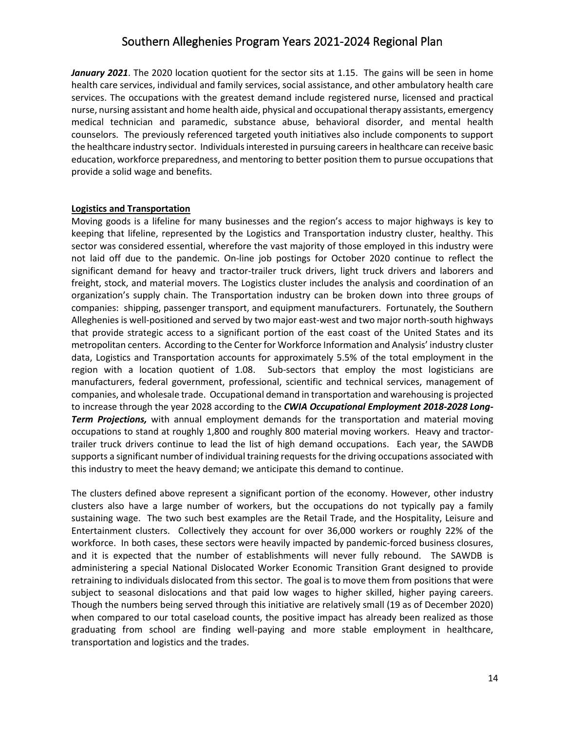***January 2021***. The 2020 location quotient for the sector sits at 1.15. The gains will be seen in home health care services, individual and family services, social assistance, and other ambulatory health care services. The occupations with the greatest demand include registered nurse, licensed and practical nurse, nursing assistant and home health aide, physical and occupational therapy assistants, emergency medical technician and paramedic, substance abuse, behavioral disorder, and mental health counselors. The previously referenced targeted youth initiatives also include components to support the healthcare industry sector. Individuals interested in pursuing careers in healthcare can receive basic education, workforce preparedness, and mentoring to better position them to pursue occupations that provide a solid wage and benefits.

**Logistics and Transportation**

Moving goods is a lifeline for many businesses and the region's access to major highways is key to keeping that lifeline, represented by the Logistics and Transportation industry cluster, healthy. This sector was considered essential, wherefore the vast majority of those employed in this industry were not laid off due to the pandemic. On-line job postings for October 2020 continue to reflect the significant demand for heavy and tractor-trailer truck drivers, light truck drivers and laborers and freight, stock, and material movers. The Logistics cluster includes the analysis and coordination of an organization's supply chain. The Transportation industry can be broken down into three groups of companies: shipping, passenger transport, and equipment manufacturers. Fortunately, the Southern Alleghenies is well-positioned and served by two major east-west and two major north-south highways that provide strategic access to a significant portion of the east coast of the United States and its metropolitan centers. According to the Center for Workforce Information and Analysis' industry cluster data, Logistics and Transportation accounts for approximately 5.5% of the total employment in the region with a location quotient of 1.08. Sub-sectors that employ the most logisticians are manufacturers, federal government, professional, scientific and technical services, management of companies, and wholesale trade. Occupational demand in transportation and warehousing is projected to increase through the year 2028 according to the ***CWIA Occupational Employment 2018-2028 Long-Term Projections,*** with annual employment demands for the transportation and material moving occupations to stand at roughly 1,800 and roughly 800 material moving workers. Heavy and tractor-trailer truck drivers continue to lead the list of high demand occupations. Each year, the SAWDB supports a significant number of individual training requests for the driving occupations associated with this industry to meet the heavy demand; we anticipate this demand to continue.

The clusters defined above represent a significant portion of the economy. However, other industry clusters also have a large number of workers, but the occupations do not typically pay a family sustaining wage. The two such best examples are the Retail Trade, and the Hospitality, Leisure and Entertainment clusters. Collectively they account for over 36,000 workers or roughly 22% of the workforce. In both cases, these sectors were heavily impacted by pandemic-forced business closures, and it is expected that the number of establishments will never fully rebound. The SAWDB is administering a special National Dislocated Worker Economic Transition Grant designed to provide retraining to individuals dislocated from this sector. The goal is to move them from positions that were subject to seasonal dislocations and that paid low wages to higher skilled, higher paying careers. Though the numbers being served through this initiative are relatively small (19 as of December 2020) when compared to our total caseload counts, the positive impact has already been realized as those graduating from school are finding well-paying and more stable employment in healthcare, transportation and logistics and the trades.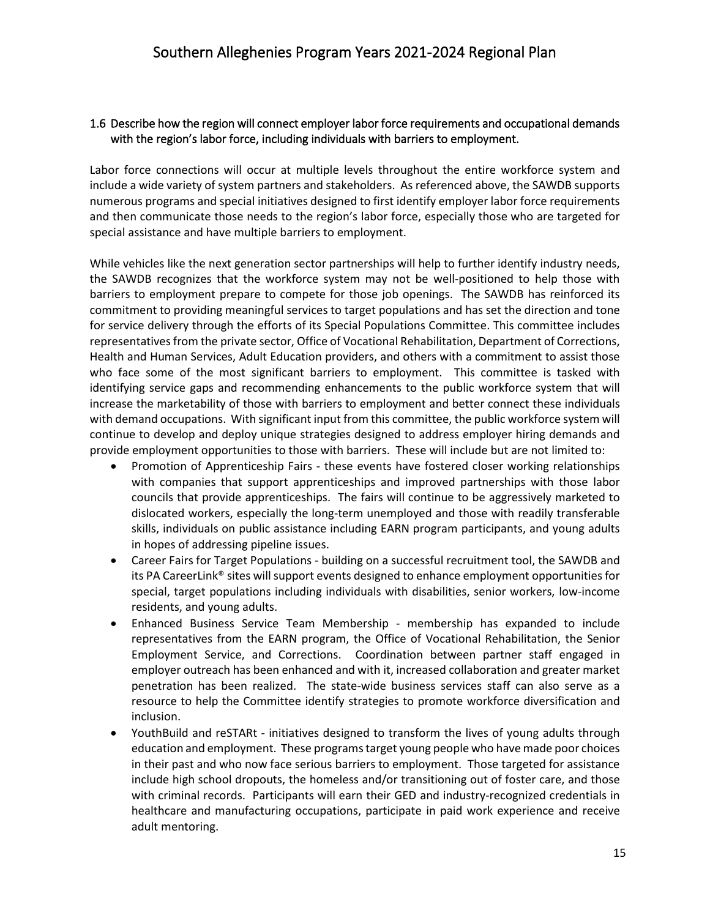### 1.6 Describe how the region will connect employer labor force requirements and occupational demands with the region's labor force, including individuals with barriers to employment.

Labor force connections will occur at multiple levels throughout the entire workforce system and include a wide variety of system partners and stakeholders. As referenced above, the SAWDB supports numerous programs and special initiatives designed to first identify employer labor force requirements and then communicate those needs to the region's labor force, especially those who are targeted for special assistance and have multiple barriers to employment.

While vehicles like the next generation sector partnerships will help to further identify industry needs, the SAWDB recognizes that the workforce system may not be well-positioned to help those with barriers to employment prepare to compete for those job openings. The SAWDB has reinforced its commitment to providing meaningful services to target populations and has set the direction and tone for service delivery through the efforts of its Special Populations Committee. This committee includes representatives from the private sector, Office of Vocational Rehabilitation, Department of Corrections, Health and Human Services, Adult Education providers, and others with a commitment to assist those who face some of the most significant barriers to employment. This committee is tasked with identifying service gaps and recommending enhancements to the public workforce system that will increase the marketability of those with barriers to employment and better connect these individuals with demand occupations. With significant input from this committee, the public workforce system will continue to develop and deploy unique strategies designed to address employer hiring demands and provide employment opportunities to those with barriers. These will include but are not limited to:

- Promotion of Apprenticeship Fairs - these events have fostered closer working relationships with companies that support apprenticeships and improved partnerships with those labor councils that provide apprenticeships. The fairs will continue to be aggressively marketed to dislocated workers, especially the long-term unemployed and those with readily transferable skills, individuals on public assistance including EARN program participants, and young adults in hopes of addressing pipeline issues.
- Career Fairs for Target Populations - building on a successful recruitment tool, the SAWDB and its PA CareerLink® sites will support events designed to enhance employment opportunities for special, target populations including individuals with disabilities, senior workers, low-income residents, and young adults.
- Enhanced Business Service Team Membership - membership has expanded to include representatives from the EARN program, the Office of Vocational Rehabilitation, the Senior Employment Service, and Corrections. Coordination between partner staff engaged in employer outreach has been enhanced and with it, increased collaboration and greater market penetration has been realized. The state-wide business services staff can also serve as a resource to help the Committee identify strategies to promote workforce diversification and inclusion.
- YouthBuild and reSTARt - initiatives designed to transform the lives of young adults through education and employment. These programs target young people who have made poor choices in their past and who now face serious barriers to employment. Those targeted for assistance include high school dropouts, the homeless and/or transitioning out of foster care, and those with criminal records. Participants will earn their GED and industry-recognized credentials in healthcare and manufacturing occupations, participate in paid work experience and receive adult mentoring.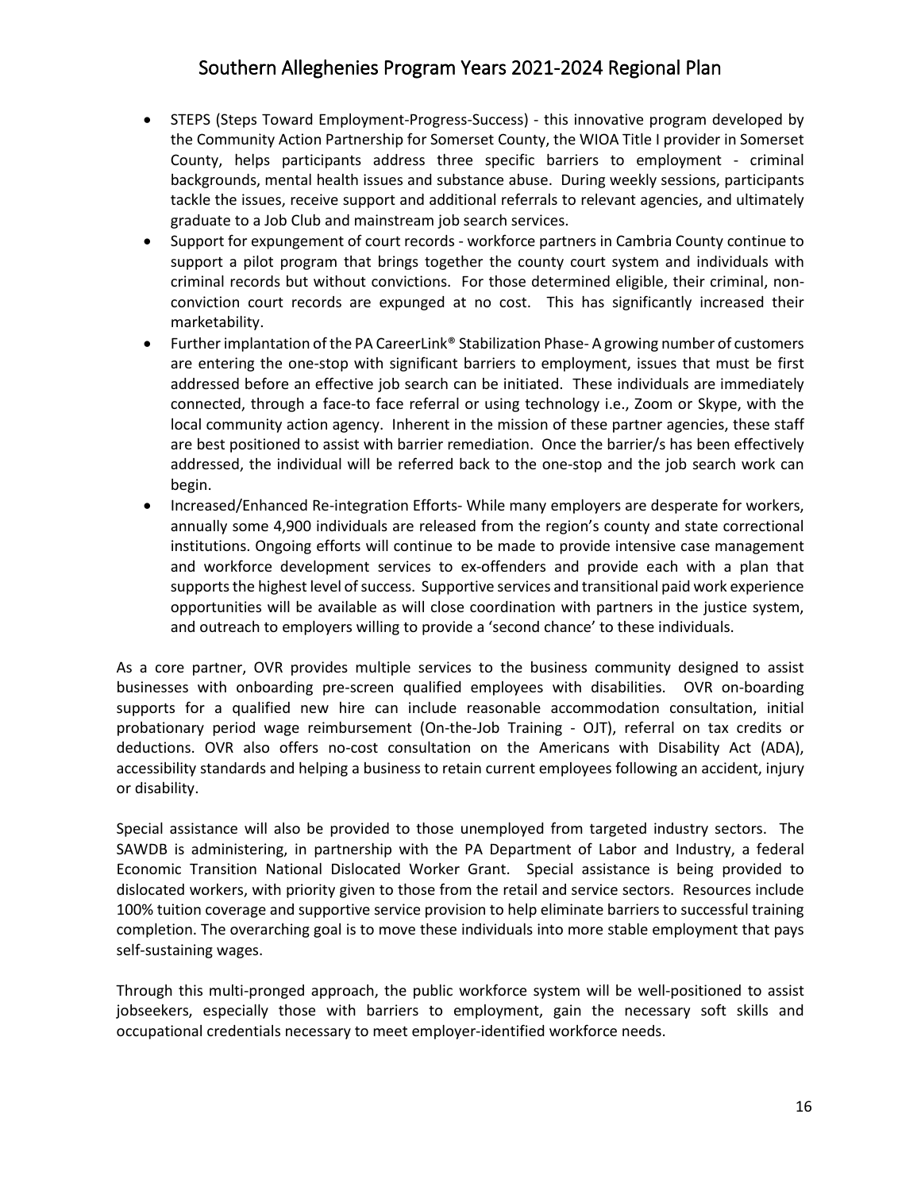- STEPS (Steps Toward Employment-Progress-Success) - this innovative program developed by the Community Action Partnership for Somerset County, the WIOA Title I provider in Somerset County, helps participants address three specific barriers to employment - criminal backgrounds, mental health issues and substance abuse. During weekly sessions, participants tackle the issues, receive support and additional referrals to relevant agencies, and ultimately graduate to a Job Club and mainstream job search services.
- Support for expungement of court records - workforce partners in Cambria County continue to support a pilot program that brings together the county court system and individuals with criminal records but without convictions. For those determined eligible, their criminal, non-conviction court records are expunged at no cost. This has significantly increased their marketability.
- Further implantation of the PA CareerLink® Stabilization Phase- A growing number of customers are entering the one-stop with significant barriers to employment, issues that must be first addressed before an effective job search can be initiated. These individuals are immediately connected, through a face-to face referral or using technology i.e., Zoom or Skype, with the local community action agency. Inherent in the mission of these partner agencies, these staff are best positioned to assist with barrier remediation. Once the barrier/s has been effectively addressed, the individual will be referred back to the one-stop and the job search work can begin.
- Increased/Enhanced Re-integration Efforts- While many employers are desperate for workers, annually some 4,900 individuals are released from the region's county and state correctional institutions. Ongoing efforts will continue to be made to provide intensive case management and workforce development services to ex-offenders and provide each with a plan that supports the highest level of success. Supportive services and transitional paid work experience opportunities will be available as will close coordination with partners in the justice system, and outreach to employers willing to provide a 'second chance' to these individuals.

As a core partner, OVR provides multiple services to the business community designed to assist businesses with onboarding pre-screen qualified employees with disabilities. OVR on-boarding supports for a qualified new hire can include reasonable accommodation consultation, initial probationary period wage reimbursement (On-the-Job Training - OJT), referral on tax credits or deductions. OVR also offers no-cost consultation on the Americans with Disability Act (ADA), accessibility standards and helping a business to retain current employees following an accident, injury or disability.

Special assistance will also be provided to those unemployed from targeted industry sectors. The SAWDB is administering, in partnership with the PA Department of Labor and Industry, a federal Economic Transition National Dislocated Worker Grant. Special assistance is being provided to dislocated workers, with priority given to those from the retail and service sectors. Resources include 100% tuition coverage and supportive service provision to help eliminate barriers to successful training completion. The overarching goal is to move these individuals into more stable employment that pays self-sustaining wages.

Through this multi-pronged approach, the public workforce system will be well-positioned to assist jobseekers, especially those with barriers to employment, gain the necessary soft skills and occupational credentials necessary to meet employer-identified workforce needs.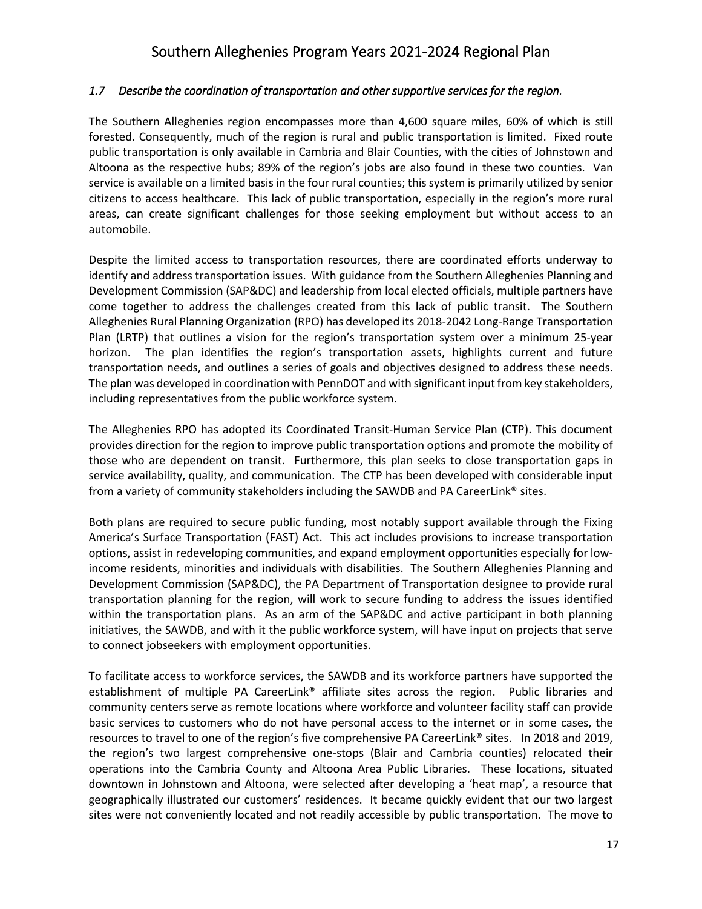*1.7 Describe the coordination of transportation and other supportive services for the region.*

The Southern Alleghenies region encompasses more than 4,600 square miles, 60% of which is still forested. Consequently, much of the region is rural and public transportation is limited. Fixed route public transportation is only available in Cambria and Blair Counties, with the cities of Johnstown and Altoona as the respective hubs; 89% of the region's jobs are also found in these two counties. Van service is available on a limited basis in the four rural counties; this system is primarily utilized by senior citizens to access healthcare. This lack of public transportation, especially in the region's more rural areas, can create significant challenges for those seeking employment but without access to an automobile.

Despite the limited access to transportation resources, there are coordinated efforts underway to identify and address transportation issues. With guidance from the Southern Alleghenies Planning and Development Commission (SAP&DC) and leadership from local elected officials, multiple partners have come together to address the challenges created from this lack of public transit. The Southern Alleghenies Rural Planning Organization (RPO) has developed its 2018-2042 Long-Range Transportation Plan (LRTP) that outlines a vision for the region's transportation system over a minimum 25-year horizon. The plan identifies the region's transportation assets, highlights current and future transportation needs, and outlines a series of goals and objectives designed to address these needs. The plan was developed in coordination with PennDOT and with significant input from key stakeholders, including representatives from the public workforce system.

The Alleghenies RPO has adopted its Coordinated Transit-Human Service Plan (CTP). This document provides direction for the region to improve public transportation options and promote the mobility of those who are dependent on transit. Furthermore, this plan seeks to close transportation gaps in service availability, quality, and communication. The CTP has been developed with considerable input from a variety of community stakeholders including the SAWDB and PA CareerLink® sites.

Both plans are required to secure public funding, most notably support available through the Fixing America's Surface Transportation (FAST) Act. This act includes provisions to increase transportation options, assist in redeveloping communities, and expand employment opportunities especially for low-income residents, minorities and individuals with disabilities. The Southern Alleghenies Planning and Development Commission (SAP&DC), the PA Department of Transportation designee to provide rural transportation planning for the region, will work to secure funding to address the issues identified within the transportation plans. As an arm of the SAP&DC and active participant in both planning initiatives, the SAWDB, and with it the public workforce system, will have input on projects that serve to connect jobseekers with employment opportunities.

To facilitate access to workforce services, the SAWDB and its workforce partners have supported the establishment of multiple PA CareerLink® affiliate sites across the region. Public libraries and community centers serve as remote locations where workforce and volunteer facility staff can provide basic services to customers who do not have personal access to the internet or in some cases, the resources to travel to one of the region's five comprehensive PA CareerLink® sites. In 2018 and 2019, the region's two largest comprehensive one-stops (Blair and Cambria counties) relocated their operations into the Cambria County and Altoona Area Public Libraries. These locations, situated downtown in Johnstown and Altoona, were selected after developing a 'heat map', a resource that geographically illustrated our customers' residences. It became quickly evident that our two largest sites were not conveniently located and not readily accessible by public transportation. The move to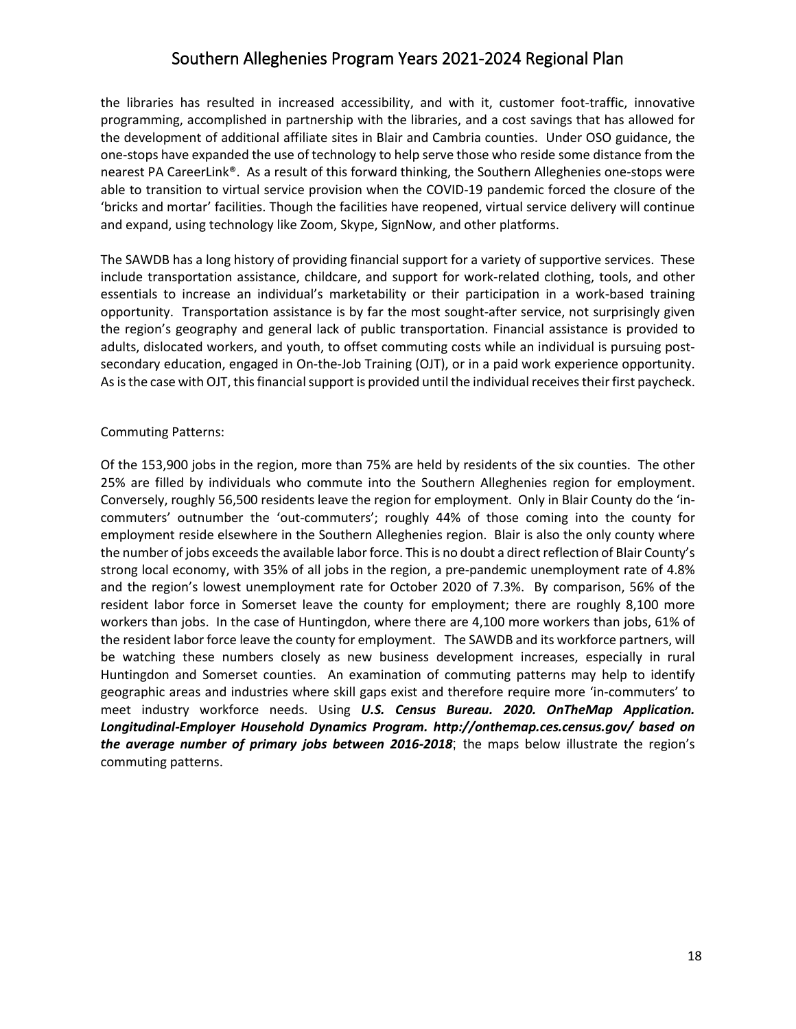the libraries has resulted in increased accessibility, and with it, customer foot-traffic, innovative programming, accomplished in partnership with the libraries, and a cost savings that has allowed for the development of additional affiliate sites in Blair and Cambria counties. Under OSO guidance, the one-stops have expanded the use of technology to help serve those who reside some distance from the nearest PA CareerLink®. As a result of this forward thinking, the Southern Alleghenies one-stops were able to transition to virtual service provision when the COVID-19 pandemic forced the closure of the 'bricks and mortar' facilities. Though the facilities have reopened, virtual service delivery will continue and expand, using technology like Zoom, Skype, SignNow, and other platforms.

The SAWDB has a long history of providing financial support for a variety of supportive services. These include transportation assistance, childcare, and support for work-related clothing, tools, and other essentials to increase an individual's marketability or their participation in a work-based training opportunity. Transportation assistance is by far the most sought-after service, not surprisingly given the region's geography and general lack of public transportation. Financial assistance is provided to adults, dislocated workers, and youth, to offset commuting costs while an individual is pursuing post-secondary education, engaged in On-the-Job Training (OJT), or in a paid work experience opportunity. As is the case with OJT, this financial support is provided until the individual receives their first paycheck.

Commuting Patterns:

Of the 153,900 jobs in the region, more than 75% are held by residents of the six counties. The other 25% are filled by individuals who commute into the Southern Alleghenies region for employment. Conversely, roughly 56,500 residents leave the region for employment. Only in Blair County do the 'in-commuters' outnumber the 'out-commuters'; roughly 44% of those coming into the county for employment reside elsewhere in the Southern Alleghenies region. Blair is also the only county where the number of jobs exceeds the available labor force. This is no doubt a direct reflection of Blair County's strong local economy, with 35% of all jobs in the region, a pre-pandemic unemployment rate of 4.8% and the region's lowest unemployment rate for October 2020 of 7.3%. By comparison, 56% of the resident labor force in Somerset leave the county for employment; there are roughly 8,100 more workers than jobs. In the case of Huntingdon, where there are 4,100 more workers than jobs, 61% of the resident labor force leave the county for employment. The SAWDB and its workforce partners, will be watching these numbers closely as new business development increases, especially in rural Huntingdon and Somerset counties. An examination of commuting patterns may help to identify geographic areas and industries where skill gaps exist and therefore require more 'in-commuters' to meet industry workforce needs. Using ***U.S. Census Bureau. 2020. OnTheMap Application. Longitudinal-Employer Household Dynamics Program. http://onthemap.ces.census.gov/ based on the average number of primary jobs between 2016-2018***; the maps below illustrate the region's commuting patterns.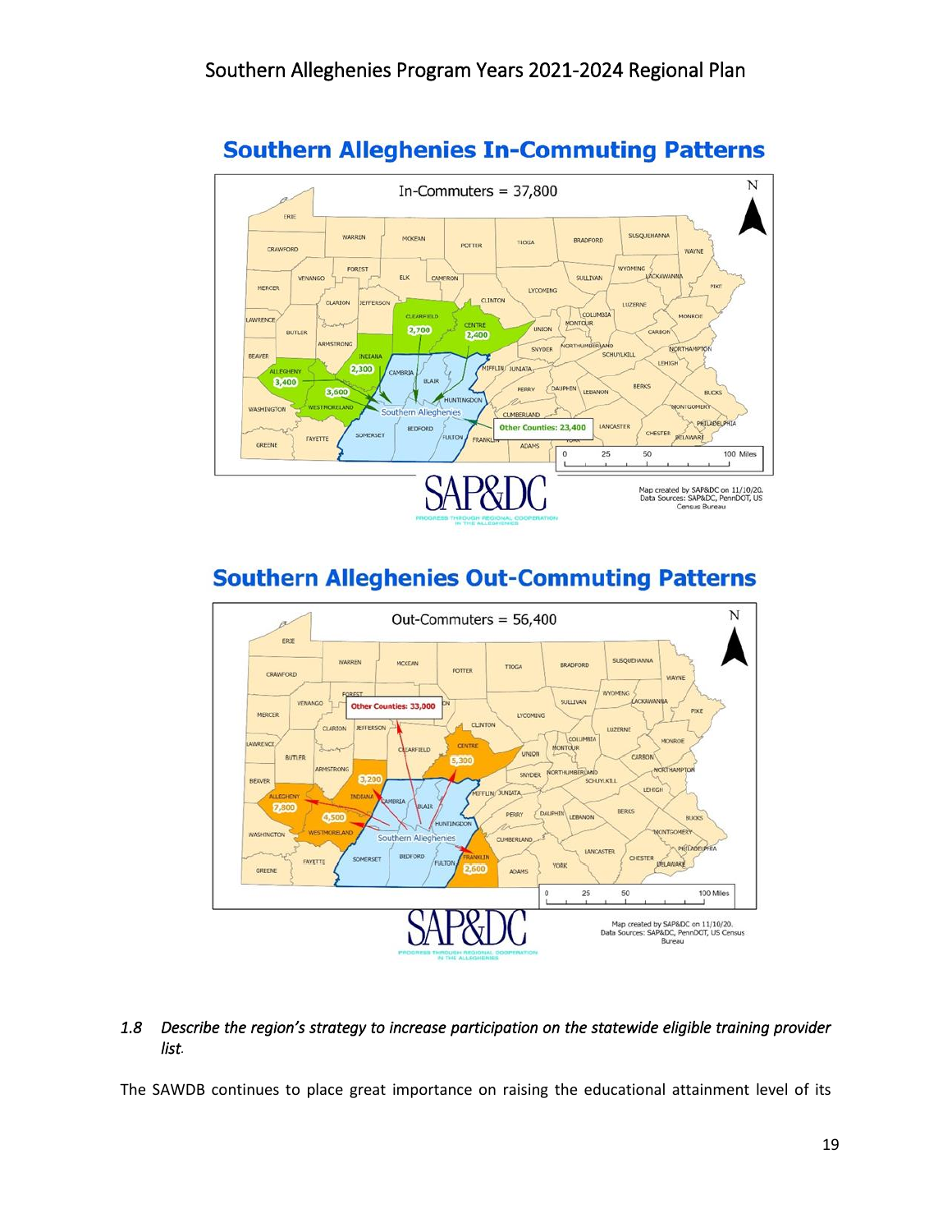## Southern Alleghenies In-Commuting Patterns

In-Commuters = 37,800

Clearfield 2,700
Centre 2,400
Indiana 2,300
Allegheny 3,400
Westmoreland 3,600
Other Counties: 23,400

Southern Alleghenies

Map created by SAP&DC on 11/10/20.
Data Sources: SAP&DC, PennDOT, US Census Bureau

## Southern Alleghenies Out-Commuting Patterns

Out-Commuters = 56,400

Other Counties: 33,000
Centre 5,300
Indiana 3,200
Allegheny 7,800
Westmoreland 4,500
Franklin 2,600

Southern Alleghenies

Map created by SAP&DC on 11/10/20.
Data Sources: SAP&DC, PennDOT, US Census Bureau

*1.8 Describe the region's strategy to increase participation on the statewide eligible training provider list.*

The SAWDB continues to place great importance on raising the educational attainment level of its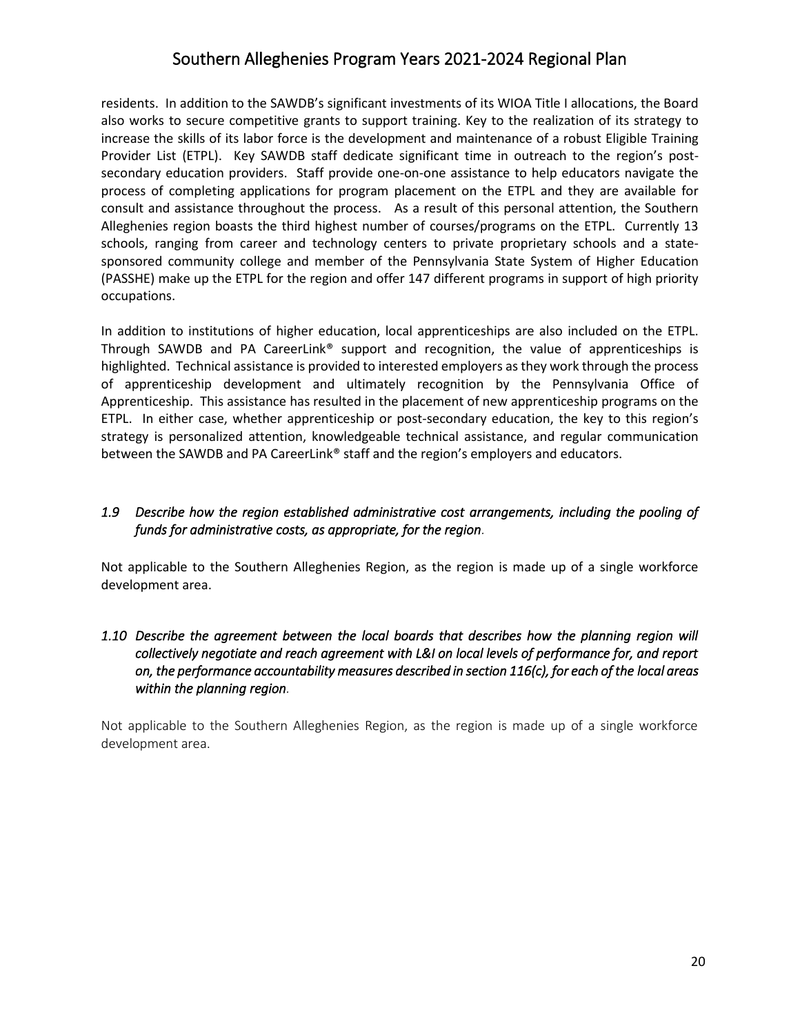residents. In addition to the SAWDB's significant investments of its WIOA Title I allocations, the Board also works to secure competitive grants to support training. Key to the realization of its strategy to increase the skills of its labor force is the development and maintenance of a robust Eligible Training Provider List (ETPL). Key SAWDB staff dedicate significant time in outreach to the region's post-secondary education providers. Staff provide one-on-one assistance to help educators navigate the process of completing applications for program placement on the ETPL and they are available for consult and assistance throughout the process. As a result of this personal attention, the Southern Alleghenies region boasts the third highest number of courses/programs on the ETPL. Currently 13 schools, ranging from career and technology centers to private proprietary schools and a state-sponsored community college and member of the Pennsylvania State System of Higher Education (PASSHE) make up the ETPL for the region and offer 147 different programs in support of high priority occupations.

In addition to institutions of higher education, local apprenticeships are also included on the ETPL. Through SAWDB and PA CareerLink® support and recognition, the value of apprenticeships is highlighted. Technical assistance is provided to interested employers as they work through the process of apprenticeship development and ultimately recognition by the Pennsylvania Office of Apprenticeship. This assistance has resulted in the placement of new apprenticeship programs on the ETPL. In either case, whether apprenticeship or post-secondary education, the key to this region's strategy is personalized attention, knowledgeable technical assistance, and regular communication between the SAWDB and PA CareerLink® staff and the region's employers and educators.

### *1.9 Describe how the region established administrative cost arrangements, including the pooling of funds for administrative costs, as appropriate, for the region.*

Not applicable to the Southern Alleghenies Region, as the region is made up of a single workforce development area.

### *1.10 Describe the agreement between the local boards that describes how the planning region will collectively negotiate and reach agreement with L&I on local levels of performance for, and report on, the performance accountability measures described in section 116(c), for each of the local areas within the planning region.*

Not applicable to the Southern Alleghenies Region, as the region is made up of a single workforce development area.